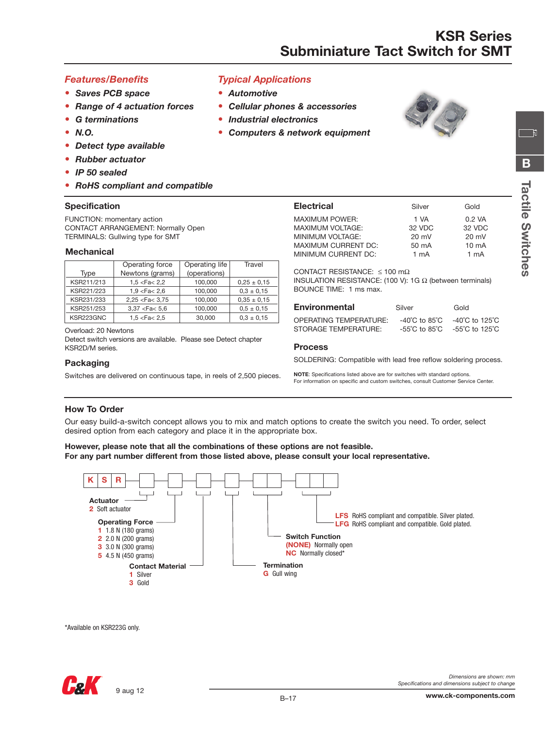# KSR Series
## Subminiature Tact Switch for SMT

### Features/Benefits

- *Saves PCB space*
- *Range of 4 actuation forces*
- *G terminations*
- *N.O.*
- *Detect type available*
- *Rubber actuator*
- *IP 50 sealed*
- *RoHS compliant and compatible*

### Typical Applications

- *Automotive*
- *Cellular phones & accessories*
- *Industrial electronics*
- *Computers & network equipment*

### Specification

FUNCTION: momentary action
CONTACT ARRANGEMENT: Normally Open
TERMINALS: Gullwing type for SMT

### Mechanical

| Type | Operating force Newtons (grams) | Operating life (operations) | Travel |
|---|---|---|---|
| KSR211/213 | 1,5 <Fa< 2,2 | 100,000 | 0,25 ± 0,15 |
| KSR221/223 | 1,9 <Fa< 2,6 | 100,000 | 0,3 ± 0,15 |
| KSR231/233 | 2,25 <Fa< 3,75 | 100,000 | 0,35 ± 0,15 |
| KSR251/253 | 3,37 <Fa< 5,6 | 100,000 | 0,5 ± 0,15 |
| KSR223GNC | 1,5 <Fa< 2,5 | 30,000 | 0,3 ± 0,15 |

Overload: 20 Newtons
Detect switch versions are available. Please see Detect chapter KSR2D/M series.

### Packaging

Switches are delivered on continuous tape, in reels of 2,500 pieces.

### Electrical

| | Silver | Gold |
|---|---|---|
| MAXIMUM POWER: | 1 VA | 0.2 VA |
| MAXIMUM VOLTAGE: | 32 VDC | 32 VDC |
| MINIMUM VOLTAGE: | 20 mV | 20 mV |
| MAXIMUM CURRENT DC: | 50 mA | 10 mA |
| MINIMUM CURRENT DC: | 1 mA | 1 mA |

CONTACT RESISTANCE: ≤ 100 mΩ
INSULATION RESISTANCE: (100 V): 1G Ω (between terminals)
BOUNCE TIME: 1 ms max.

### Environmental

| | Silver | Gold |
|---|---|---|
| OPERATING TEMPERATURE: | -40˚C to 85˚C | -40˚C to 125˚C |
| STORAGE TEMPERATURE: | -55˚C to 85˚C | -55˚C to 125˚C |

### Process

SOLDERING: Compatible with lead free reflow soldering process.

**NOTE**: Specifications listed above are for switches with standard options.
For information on specific and custom switches, consult Customer Service Center.

### How To Order

Our easy build-a-switch concept allows you to mix and match options to create the switch you need. To order, select desired option from each category and place it in the appropriate box.

**However, please note that all the combinations of these options are not feasible.**
**For any part number different from those listed above, please consult your local representative.**

K S R [ ] [ ] [ ] [ ] [ ][ ] [ ][ ][ ]

**Actuator**
2 Soft actuator

**Operating Force**
1 1.8 N (180 grams)
2 2.0 N (200 grams)
3 3.0 N (300 grams)
5 4.5 N (450 grams)

**Contact Material**
1 Silver
3 Gold

**Termination**
G Gull wing

**Switch Function**
(NONE) Normally open
NC Normally closed*

LFS RoHS compliant and compatible. Silver plated.
LFG RoHS compliant and compatible. Gold plated.

*Available on KSR223G only.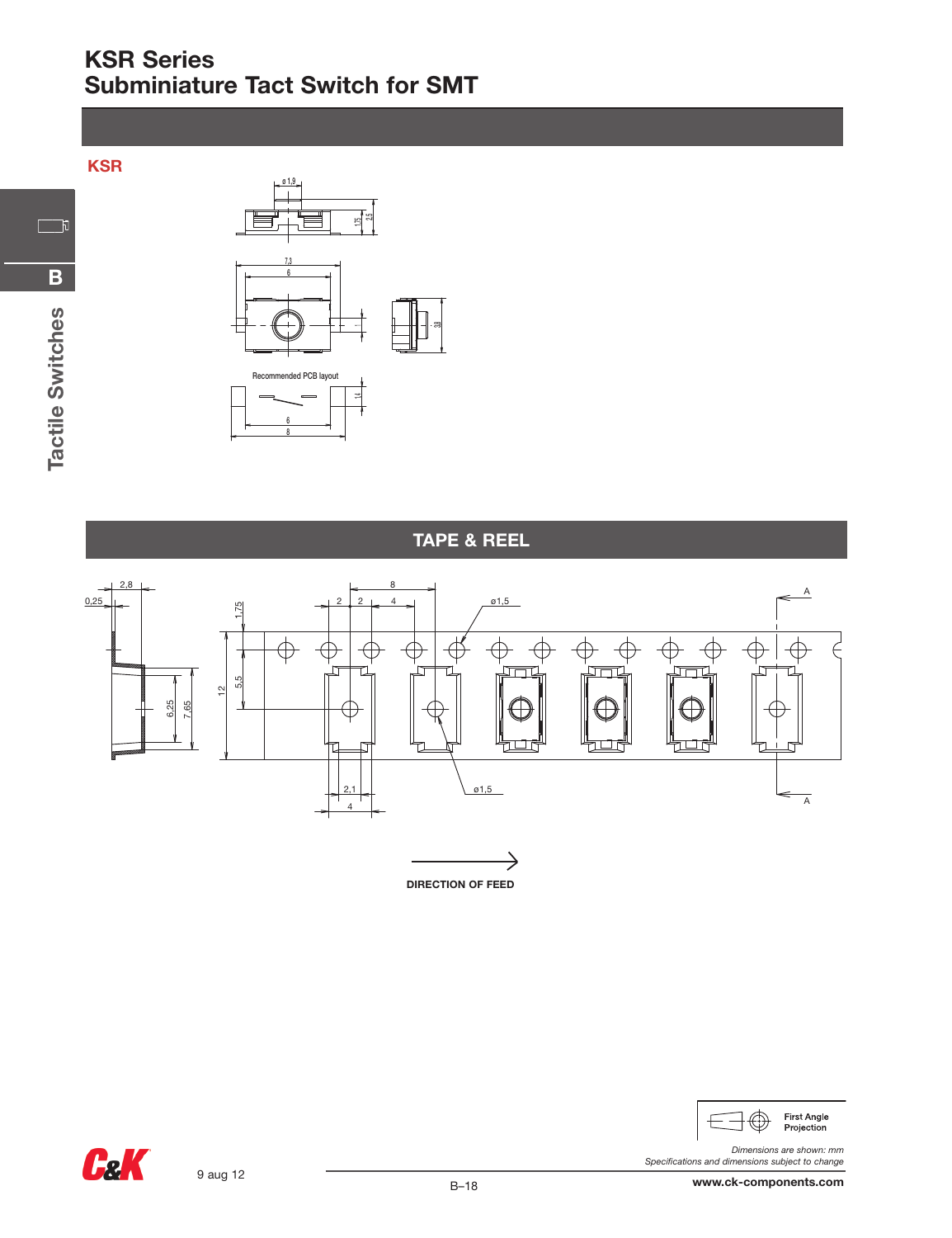# KSR Series
# Subminiature Tact Switch for SMT

**KSR**

ø 1,9

1,75

2,5

7,3

6

1

3,8

Recommended PCB layout

1,4

6

8

## TAPE & REEL

2,8

0,25

6,25

7,65

12

1,75

5,5

8

2

2

4

ø1,5

A

A

2,1

4

ø1,5

**DIRECTION OF FEED**

First Angle Projection

*Dimensions are shown: mm*
*Specifications and dimensions subject to change*

9 aug 12

**www.ck-components.com**